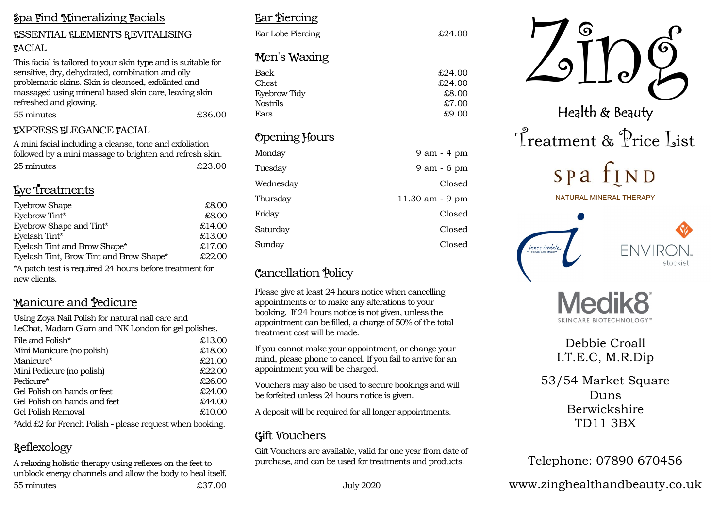## Spa Find Mineralizing Facials

### ESSENTIAL ELEMENTS REVITALISING FACIAL

This facial is tailored to your skin type and is suitable for sensitive, dry, dehydrated, combination and oily problematic skins. Skin is cleansed, exfoliated and massaged using mineral based skin care, leaving skin refreshed and glowing.

55 minutes £36.00

### EXPRESS ELEGANCE FACIAL

A mini facial including a cleanse, tone and exfoliation followed by a mini massage to brighten and refresh skin.

25 minutes £23.00

## Eye Treatments

| Treatment | Price |
|---|---|
| Eyebrow Shape | £8.00 |
| Eyebrow Tint* | £8.00 |
| Eyebrow Shape and Tint* | £14.00 |
| Eyelash Tint* | £13.00 |
| Eyelash Tint and Brow Shape* | £17.00 |
| Eyelash Tint, Brow Tint and Brow Shape* | £22.00 |

*A patch test is required 24 hours before treatment for new clients.

## Manicure and Pedicure

Using Zoya Nail Polish for natural nail care and LeChat, Madam Glam and INK London for gel polishes.

| Treatment | Price |
|---|---|
| File and Polish* | £13.00 |
| Mini Manicure (no polish) | £18.00 |
| Manicure* | £21.00 |
| Mini Pedicure (no polish) | £22.00 |
| Pedicure* | £26.00 |
| Gel Polish on hands or feet | £24.00 |
| Gel Polish on hands and feet | £44.00 |
| Gel Polish Removal | £10.00 |

*Add £2 for French Polish - please request when booking.

## Reflexology

A relaxing holistic therapy using reflexes on the feet to unblock energy channels and allow the body to heal itself.

55 minutes £37.00

## Ear Piercing

| Treatment | Price |
|---|---|
| Ear Lobe Piercing | £24.00 |

## Men's Waxing

| Treatment | Price |
|---|---|
| Back | £24.00 |
| Chest | £24.00 |
| Eyebrow Tidy | £8.00 |
| Nostrils | £7.00 |
| Ears | £9.00 |

## Opening Hours

| Day | Hours |
|---|---|
| Monday | 9 am - 4 pm |
| Tuesday | 9 am - 6 pm |
| Wednesday | Closed |
| Thursday | 11.30 am - 9 pm |
| Friday | Closed |
| Saturday | Closed |
| Sunday | Closed |

## Cancellation Policy

Please give at least 24 hours notice when cancelling appointments or to make any alterations to your booking. If 24 hours notice is not given, unless the appointment can be filled, a charge of 50% of the total treatment cost will be made.

If you cannot make your appointment, or change your mind, please phone to cancel. If you fail to arrive for an appointment you will be charged.

Vouchers may also be used to secure bookings and will be forfeited unless 24 hours notice is given.

A deposit will be required for all longer appointments.

## Gift Vouchers

Gift Vouchers are available, valid for one year from date of purchase, and can be used for treatments and products.

July 2020

# Zing

## Health & Beauty

## Treatment & Price List

spa find

NATURAL MINERAL THERAPY

jane iredale THE SKIN CARE MAKEUP

ENVIRON stockist

Medik8 SKINCARE BIOTECHNOLOGY

Debbie Croall
I.T.E.C, M.R.Dip

53/54 Market Square
Duns
Berwickshire
TD11 3BX

Telephone: 07890 670456

www.zinghealthandbeauty.co.uk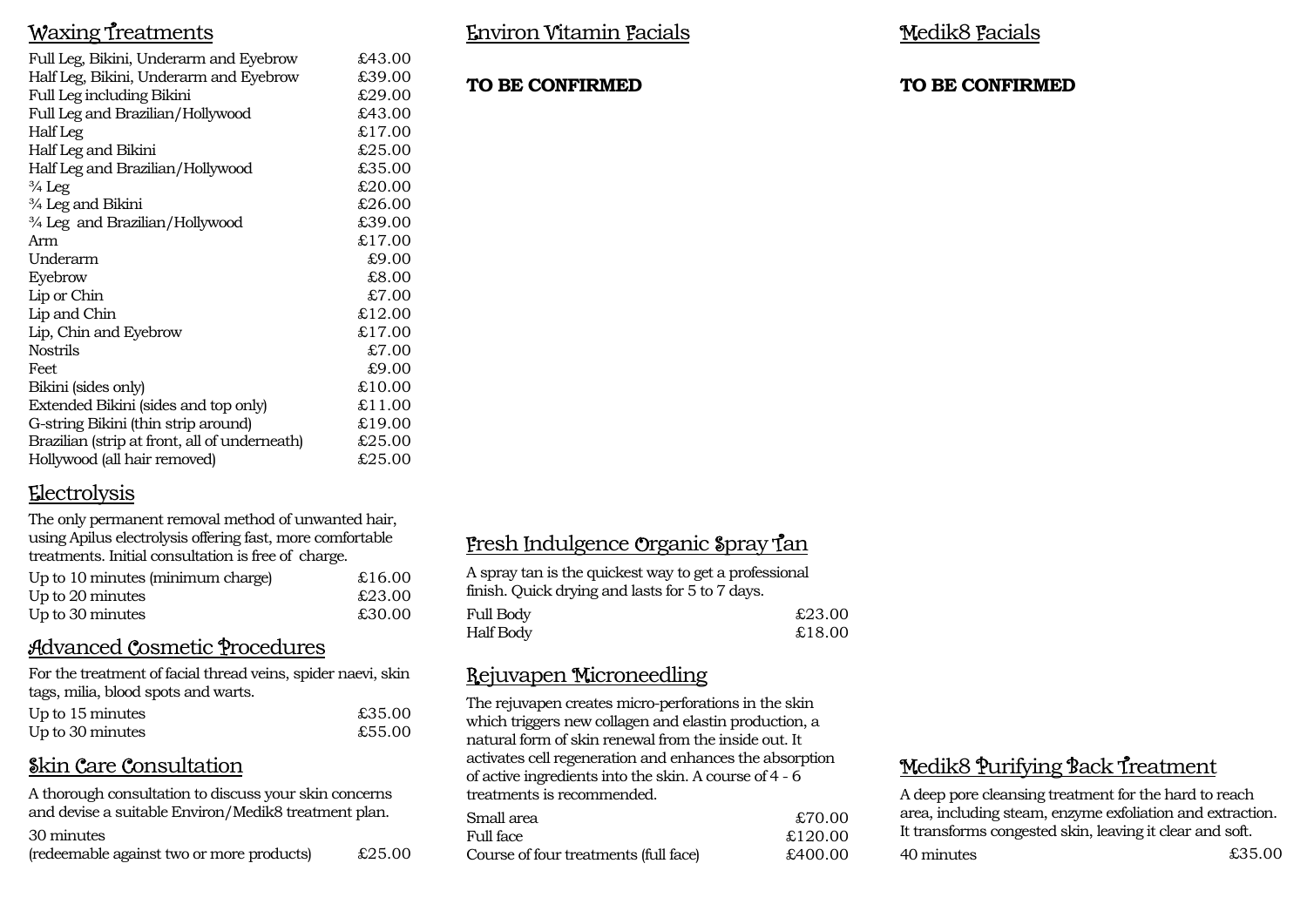## Waxing Treatments

| | |
|---|---|
| Full Leg, Bikini, Underarm and Eyebrow | £43.00 |
| Half Leg, Bikini, Underarm and Eyebrow | £39.00 |
| Full Leg including Bikini | £29.00 |
| Full Leg and Brazilian/Hollywood | £43.00 |
| Half Leg | £17.00 |
| Half Leg and Bikini | £25.00 |
| Half Leg and Brazilian/Hollywood | £35.00 |
| ¾ Leg | £20.00 |
| ¾ Leg and Bikini | £26.00 |
| ¾ Leg and Brazilian/Hollywood | £39.00 |
| Arm | £17.00 |
| Underarm | £9.00 |
| Eyebrow | £8.00 |
| Lip or Chin | £7.00 |
| Lip and Chin | £12.00 |
| Lip, Chin and Eyebrow | £17.00 |
| Nostrils | £7.00 |
| Feet | £9.00 |
| Bikini (sides only) | £10.00 |
| Extended Bikini (sides and top only) | £11.00 |
| G-string Bikini (thin strip around) | £19.00 |
| Brazilian (strip at front, all of underneath) | £25.00 |
| Hollywood (all hair removed) | £25.00 |

## Electrolysis

The only permanent removal method of unwanted hair, using Apilus electrolysis offering fast, more comfortable treatments. Initial consultation is free of charge.

| | |
|---|---|
| Up to 10 minutes (minimum charge) | £16.00 |
| Up to 20 minutes | £23.00 |
| Up to 30 minutes | £30.00 |

## Advanced Cosmetic Procedures

For the treatment of facial thread veins, spider naevi, skin tags, milia, blood spots and warts.

| | |
|---|---|
| Up to 15 minutes | £35.00 |
| Up to 30 minutes | £55.00 |

## Skin Care Consultation

A thorough consultation to discuss your skin concerns and devise a suitable Environ/Medik8 treatment plan.

30 minutes
(redeemable against two or more products) £25.00

## Environ Vitamin Facials

**TO BE CONFIRMED**

## Fresh Indulgence Organic Spray Tan

A spray tan is the quickest way to get a professional finish. Quick drying and lasts for 5 to 7 days.

| | |
|---|---|
| Full Body | £23.00 |
| Half Body | £18.00 |

## Rejuvapen Microneedling

The rejuvapen creates micro-perforations in the skin which triggers new collagen and elastin production, a natural form of skin renewal from the inside out. It activates cell regeneration and enhances the absorption of active ingredients into the skin. A course of 4 - 6 treatments is recommended.

| | |
|---|---|
| Small area | £70.00 |
| Full face | £120.00 |
| Course of four treatments (full face) | £400.00 |

## Medik8 Facials

**TO BE CONFIRMED**

## Medik8 Purifying Back Treatment

A deep pore cleansing treatment for the hard to reach area, including steam, enzyme exfoliation and extraction. It transforms congested skin, leaving it clear and soft.

40 minutes £35.00